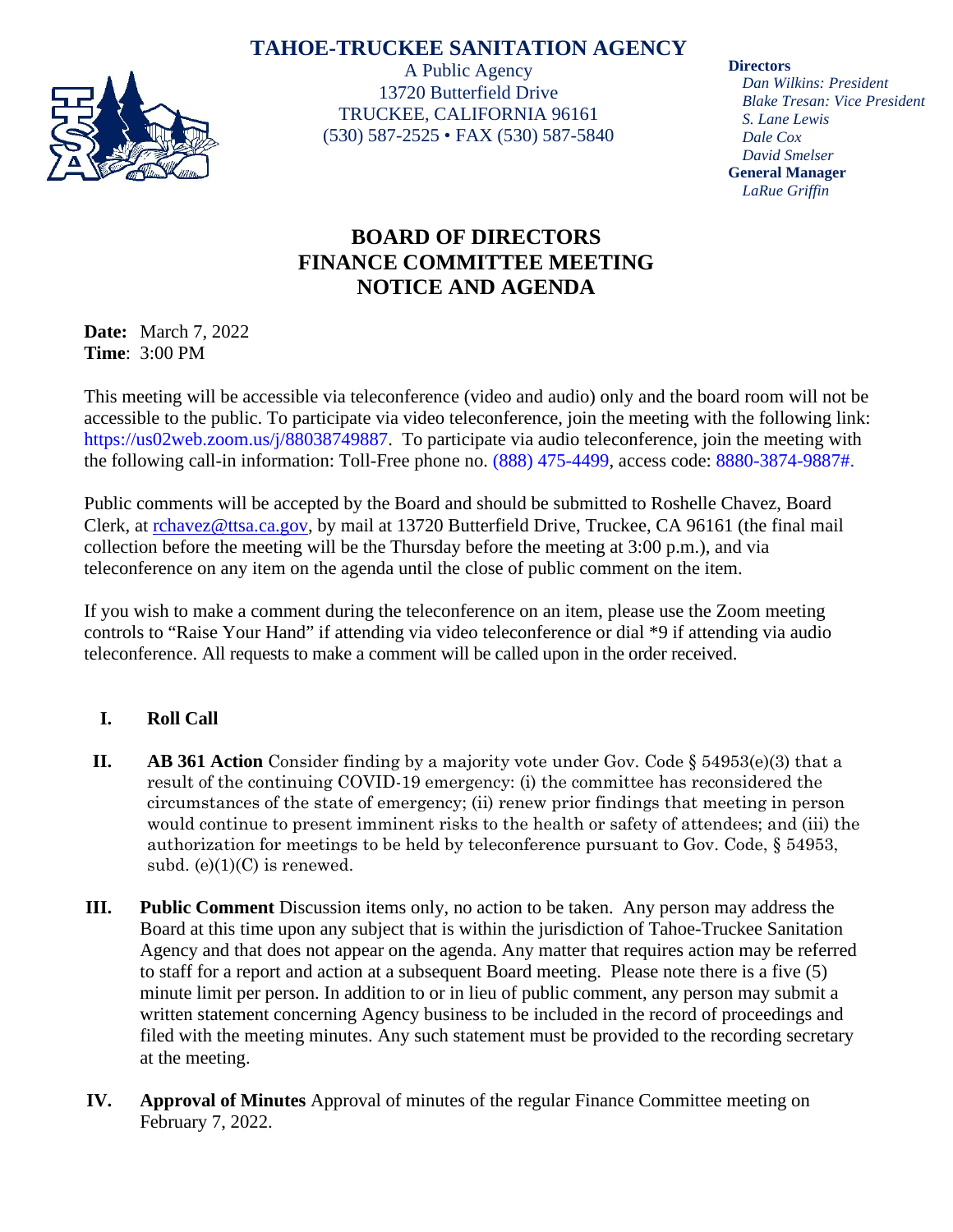# TAHOE-TRUCKEE SANITATION AGENCY

A Public Agency
13720 Butterfield Drive
TRUCKEE, CALIFORNIA 96161
(530) 587-2525 • FAX (530) 587-5840

**Directors**
*Dan Wilkins: President*
*Blake Tresan: Vice President*
*S. Lane Lewis*
*Dale Cox*
*David Smelser*
**General Manager**
*LaRue Griffin*

## BOARD OF DIRECTORS
## FINANCE COMMITTEE MEETING
## NOTICE AND AGENDA

**Date:** March 7, 2022
**Time**: 3:00 PM

This meeting will be accessible via teleconference (video and audio) only and the board room will not be accessible to the public. To participate via video teleconference, join the meeting with the following link: https://us02web.zoom.us/j/88038749887. To participate via audio teleconference, join the meeting with the following call-in information: Toll-Free phone no. (888) 475-4499, access code: 8880-3874-9887#.

Public comments will be accepted by the Board and should be submitted to Roshelle Chavez, Board Clerk, at rchavez@ttsa.ca.gov, by mail at 13720 Butterfield Drive, Truckee, CA 96161 (the final mail collection before the meeting will be the Thursday before the meeting at 3:00 p.m.), and via teleconference on any item on the agenda until the close of public comment on the item.

If you wish to make a comment during the teleconference on an item, please use the Zoom meeting controls to "Raise Your Hand" if attending via video teleconference or dial *9 if attending via audio teleconference. All requests to make a comment will be called upon in the order received.

I. **Roll Call**

II. **AB 361 Action** Consider finding by a majority vote under Gov. Code § 54953(e)(3) that a result of the continuing COVID-19 emergency: (i) the committee has reconsidered the circumstances of the state of emergency; (ii) renew prior findings that meeting in person would continue to present imminent risks to the health or safety of attendees; and (iii) the authorization for meetings to be held by teleconference pursuant to Gov. Code, § 54953, subd. (e)(1)(C) is renewed.

III. **Public Comment** Discussion items only, no action to be taken. Any person may address the Board at this time upon any subject that is within the jurisdiction of Tahoe-Truckee Sanitation Agency and that does not appear on the agenda. Any matter that requires action may be referred to staff for a report and action at a subsequent Board meeting. Please note there is a five (5) minute limit per person. In addition to or in lieu of public comment, any person may submit a written statement concerning Agency business to be included in the record of proceedings and filed with the meeting minutes. Any such statement must be provided to the recording secretary at the meeting.

IV. **Approval of Minutes** Approval of minutes of the regular Finance Committee meeting on February 7, 2022.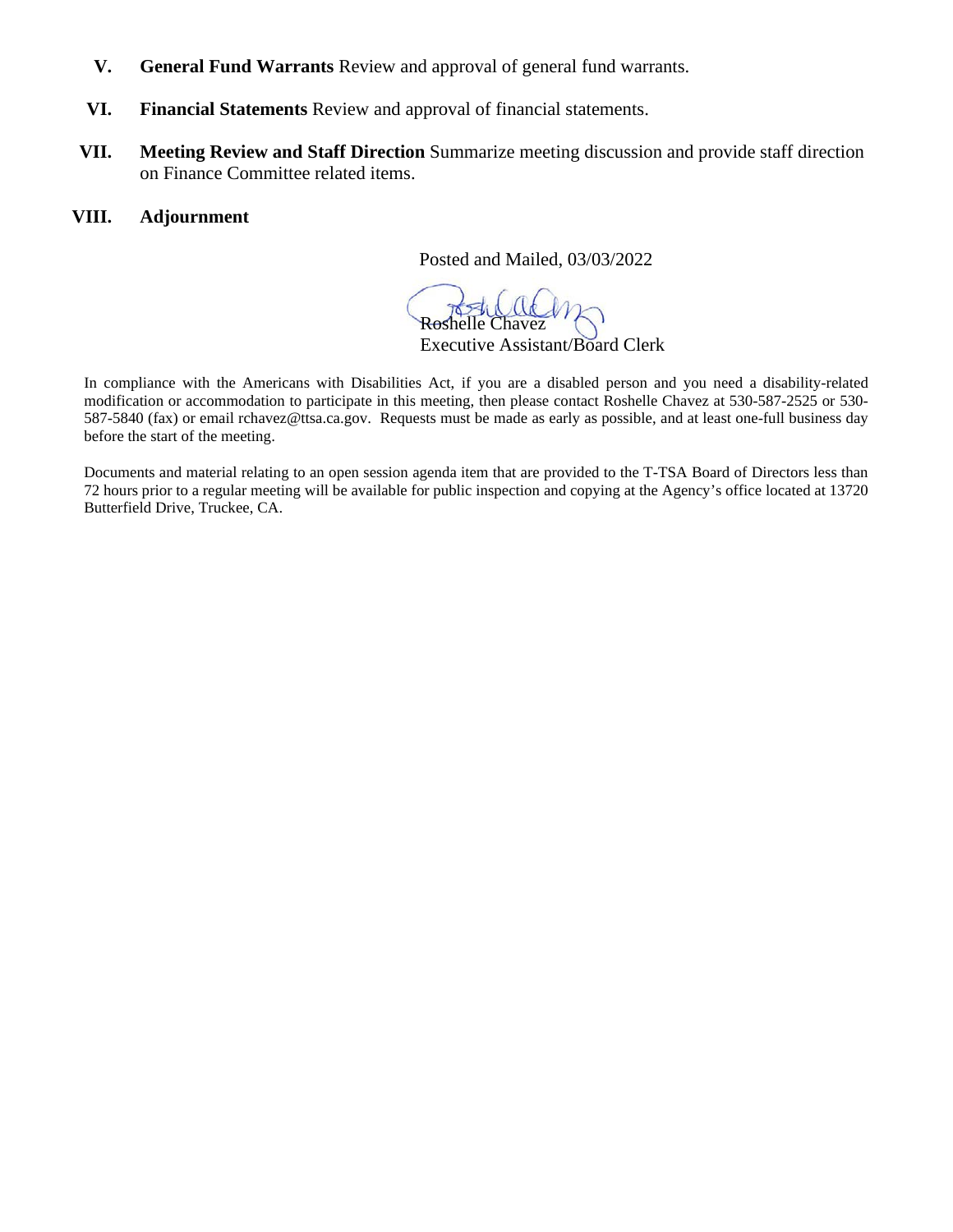V. **General Fund Warrants** Review and approval of general fund warrants.

VI. **Financial Statements** Review and approval of financial statements.

VII. **Meeting Review and Staff Direction** Summarize meeting discussion and provide staff direction on Finance Committee related items.

VIII. **Adjournment**

Posted and Mailed, 03/03/2022

Roshelle Chavez
Executive Assistant/Board Clerk

In compliance with the Americans with Disabilities Act, if you are a disabled person and you need a disability-related modification or accommodation to participate in this meeting, then please contact Roshelle Chavez at 530-587-2525 or 530-587-5840 (fax) or email rchavez@ttsa.ca.gov. Requests must be made as early as possible, and at least one-full business day before the start of the meeting.

Documents and material relating to an open session agenda item that are provided to the T-TSA Board of Directors less than 72 hours prior to a regular meeting will be available for public inspection and copying at the Agency's office located at 13720 Butterfield Drive, Truckee, CA.